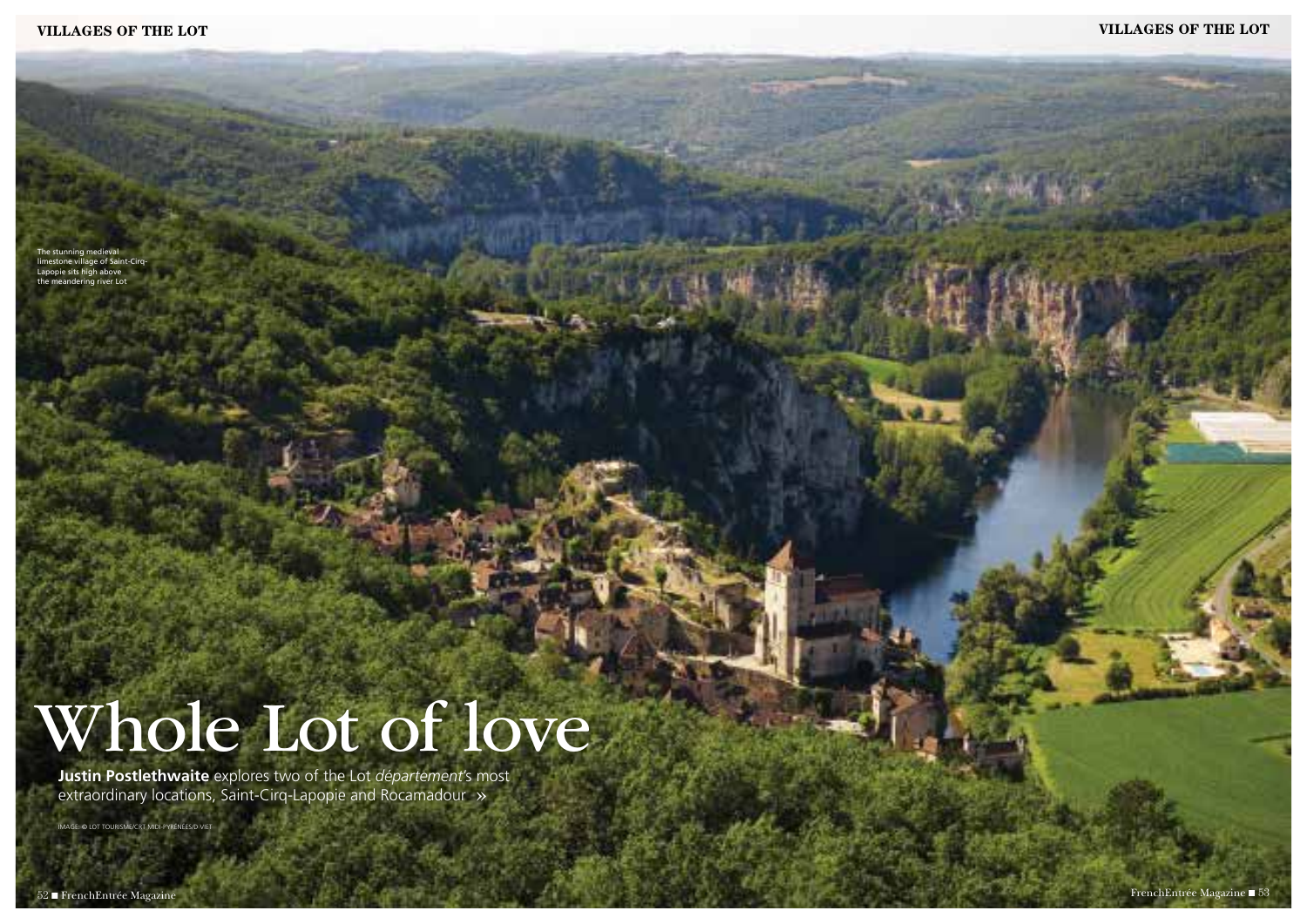The stunning medieval limestone village of Saint-Cirq-Lapopie sits high above the meandering river Lot

# Whole Lot of love

**Justin Postlethwaite** explores two of the Lot *département*'s most extraordinary locations, Saint-Cirq-Lapopie and Rocamadour »

IMAGE: © LOT TOURISME/CRT MIDI-PYRÉNÉES/D.VIET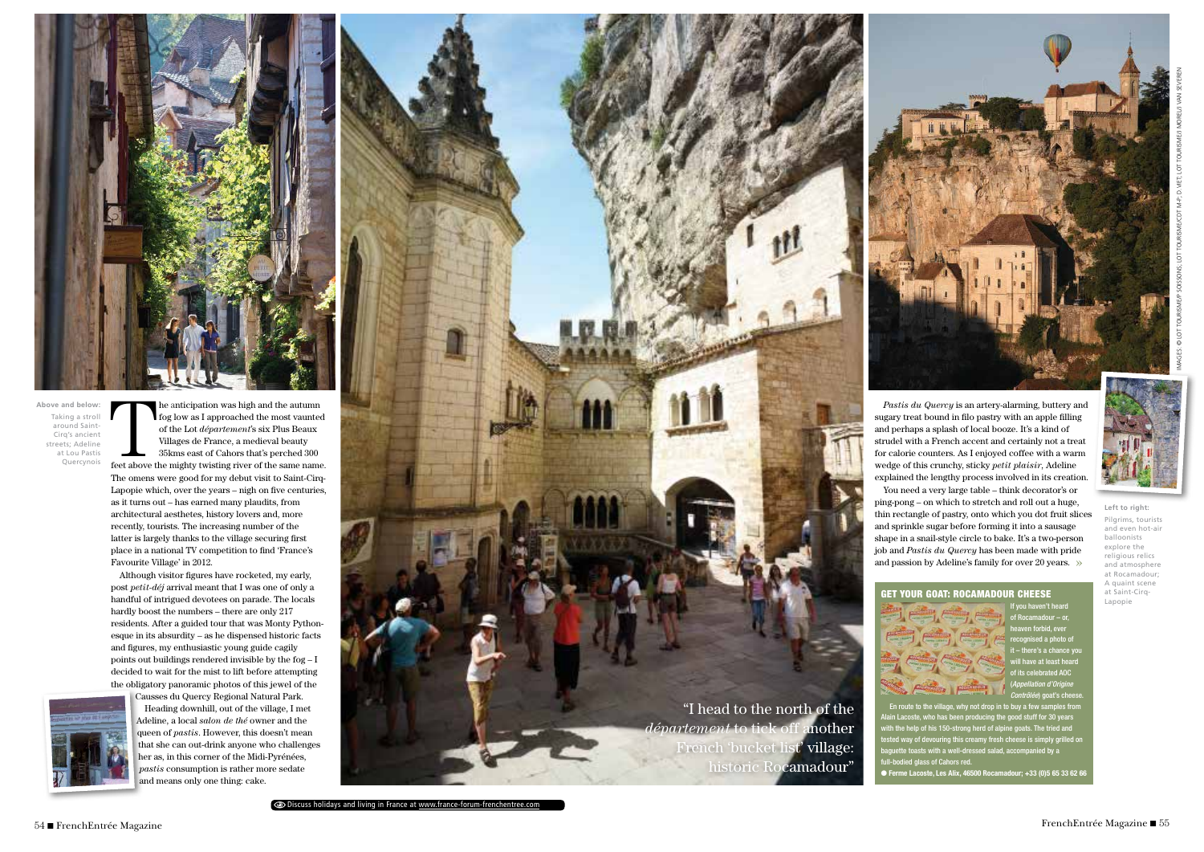**Above and below:** Taking a stroll around Saint-Cirq's ancient streets; Adeline at Lou Pastis Quercynois

The anticipation was high and the autumn fog low as I approached the most vaunted of the Lot *département*'s six Plus Beaux Villages de France, a medieval beauty 35kms east of Cahors that's perched 300 feet above the mighty twisting river of the same name. The omens were good for my debut visit to Saint-Cirq-Lapopie which, over the years – nigh on five centuries, as it turns out – has earned many plaudits, from architectural aesthetes, history lovers and, more recently, tourists. The increasing number of the latter is largely thanks to the village securing first place in a national TV competition to find 'France's Favourite Village' in 2012.

Although visitor figures have rocketed, my early, post *petit-déj* arrival meant that I was one of only a handful of intrigued devotees on parade. The locals hardly boost the numbers – there are only 217 residents. After a guided tour that was Monty Python-esque in its absurdity – as he dispensed historic facts and figures, my enthusiastic young guide cagily points out buildings rendered invisible by the fog – I decided to wait for the mist to lift before attempting the obligatory panoramic photos of this jewel of the Causses du Quercy Regional Natural Park.

Heading downhill, out of the village, I met Adeline, a local *salon de thé* owner and the queen of *pastis*. However, this doesn't mean that she can out-drink anyone who challenges her as, in this corner of the Midi-Pyrénées, *pastis* consumption is rather more sedate and means only one thing: cake.

"I head to the north of the *département* to tick off another French 'bucket list' village: historic Rocamadour"

*Pastis du Quercy* is an artery-alarming, buttery and sugary treat bound in filo pastry with an apple filling and perhaps a splash of local booze. It's a kind of strudel with a French accent and certainly not a treat for calorie counters. As I enjoyed coffee with a warm wedge of this crunchy, sticky *petit plaisir*, Adeline explained the lengthy process involved in its creation.

You need a very large table – think decorator's or ping-pong – on which to stretch and roll out a huge, thin rectangle of pastry, onto which you dot fruit slices and sprinkle sugar before forming it into a sausage shape in a snail-style circle to bake. It's a two-person job and *Pastis du Quercy* has been made with pride and passion by Adeline's family for over 20 years. »

**Left to right:** Pilgrims, tourists and even hot-air balloonists explore the religious relics and atmosphere at Rocamadour; A quaint scene at Saint-Cirq-Lapopie

### GET YOUR GOAT: ROCAMADOUR CHEESE

If you haven't heard of Rocamadour – or, heaven forbid, ever recognised a photo of it – there's a chance you will have at least heard of its celebrated AOC (*Appellation d'Origine Contrôlée*) goat's cheese.

En route to the village, why not drop in to buy a few samples from Alain Lacoste, who has been producing the good stuff for 30 years with the help of his 150-strong herd of alpine goats. The tried and tested way of devouring this creamy fresh cheese is simply grilled on baguette toasts with a well-dressed salad, accompanied by a full-bodied glass of Cahors red.

● **Ferme Lacoste, Les Alix, 46500 Rocamadour; +33 (0)5 65 33 62 66**

Discuss holidays and living in France at www.france-forum-frenchentree.com

IMAGES: © LOT TOURISME/P. SOISSONS; LOT TOURISME/CDT M-P; D. VIET; LOT TOURISME/J. MOREU/ VAN SEVEREN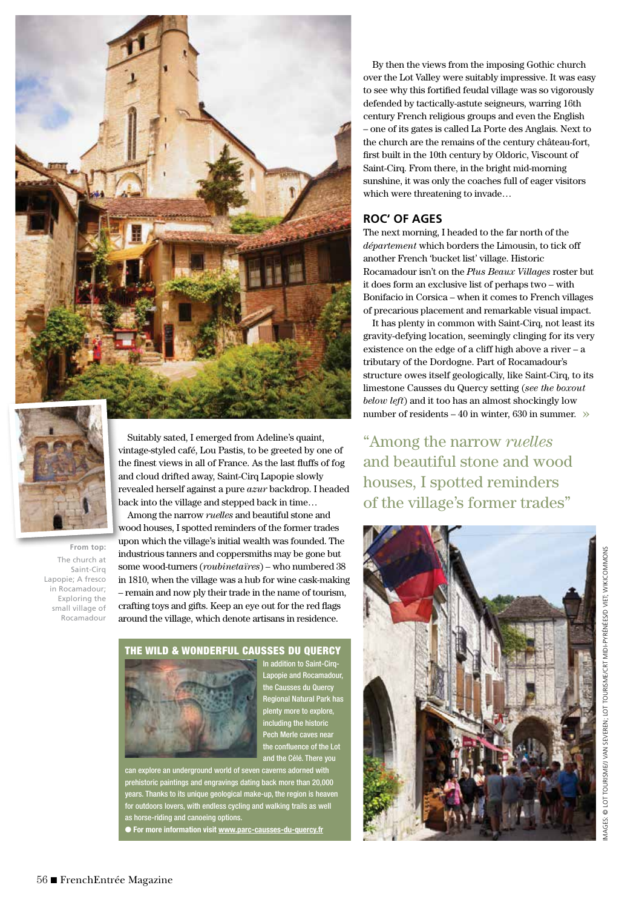From top: The church at Saint-Cirq Lapopie; A fresco in Rocamadour; Exploring the small village of Rocamadour

Suitably sated, I emerged from Adeline's quaint, vintage-styled café, Lou Pastis, to be greeted by one of the finest views in all of France. As the last fluffs of fog and cloud drifted away, Saint-Cirq Lapopie slowly revealed herself against a pure *azur* backdrop. I headed back into the village and stepped back in time…

Among the narrow *ruelles* and beautiful stone and wood houses, I spotted reminders of the former trades upon which the village's initial wealth was founded. The industrious tanners and coppersmiths may be gone but some wood-turners (*roubinetaïres*) – who numbered 38 in 1810, when the village was a hub for wine cask-making – remain and now ply their trade in the name of tourism, crafting toys and gifts. Keep an eye out for the red flags around the village, which denote artisans in residence.

## THE WILD & WONDERFUL CAUSSES DU QUERCY

In addition to Saint-Cirq-Lapopie and Rocamadour, the Causses du Quercy Regional Natural Park has plenty more to explore, including the historic Pech Merle caves near the confluence of the Lot and the Célé. There you can explore an underground world of seven caverns adorned with prehistoric paintings and engravings dating back more than 20,000 years. Thanks to its unique geological make-up, the region is heaven for outdoors lovers, with endless cycling and walking trails as well as horse-riding and canoeing options.

● **For more information visit www.parc-causses-du-quercy.fr**

By then the views from the imposing Gothic church over the Lot Valley were suitably impressive. It was easy to see why this fortified feudal village was so vigorously defended by tactically-astute seigneurs, warring 16th century French religious groups and even the English – one of its gates is called La Porte des Anglais. Next to the church are the remains of the century château-fort, first built in the 10th century by Oldoric, Viscount of Saint-Cirq. From there, in the bright mid-morning sunshine, it was only the coaches full of eager visitors which were threatening to invade…

## ROC' OF AGES

The next morning, I headed to the far north of the *département* which borders the Limousin, to tick off another French 'bucket list' village. Historic Rocamadour isn't on the *Plus Beaux Villages* roster but it does form an exclusive list of perhaps two – with Bonifacio in Corsica – when it comes to French villages of precarious placement and remarkable visual impact.

It has plenty in common with Saint-Cirq, not least its gravity-defying location, seemingly clinging for its very existence on the edge of a cliff high above a river – a tributary of the Dordogne. Part of Rocamadour's structure owes itself geologically, like Saint-Cirq, to its limestone Causses du Quercy setting (*see the boxout below left*) and it too has an almost shockingly low number of residents – 40 in winter, 630 in summer. »

> "Among the narrow *ruelles* and beautiful stone and wood houses, I spotted reminders of the village's former trades"

IMAGES: © LOT TOURISME/J VAN SEVEREN; LOT TOURISME/CRT MIDI-PYRÉNÉES/D VIET; WIKICOMMONS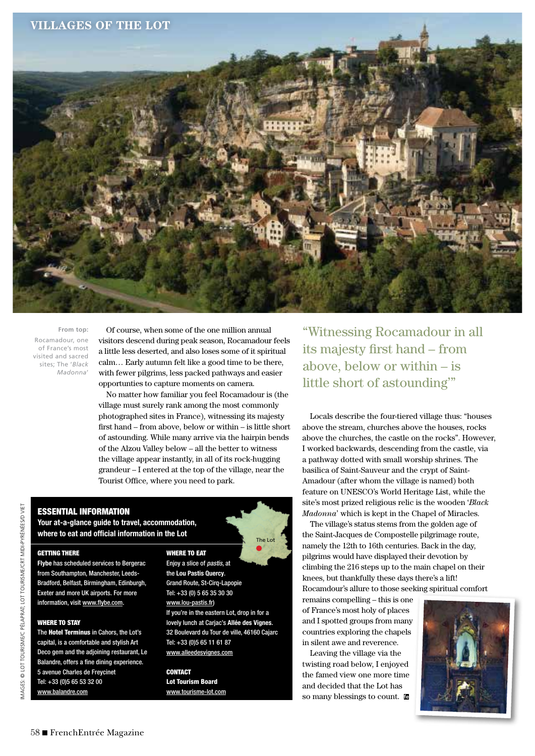## VILLAGES OF THE LOT

**From top:** Rocamadour, one of France's most visited and sacred sites; The '*Black Madonna*'

Of course, when some of the one million annual visitors descend during peak season, Rocamadour feels a little less deserted, and also loses some of it spiritual calm… Early autumn felt like a good time to be there, with fewer pilgrims, less packed pathways and easier opportunities to capture moments on camera.

No matter how familiar you feel Rocamadour is (the village must surely rank among the most commonly photographed sites in France), witnessing its majesty first hand – from above, below or within – is little short of astounding. While many arrive via the hairpin bends of the Alzou Valley below – all the better to witness the village appear instantly, in all of its rock-hugging grandeur – I entered at the top of the village, near the Tourist Office, where you need to park.

> "Witnessing Rocamadour in all its majesty first hand – from above, below or within – is little short of astounding"

Locals describe the four-tiered village thus: "houses above the stream, churches above the houses, rocks above the churches, the castle on the rocks". However, I worked backwards, descending from the castle, via a pathway dotted with small worship shrines. The basilica of Saint-Sauveur and the crypt of Saint-Amadour (after whom the village is named) both feature on UNESCO's World Heritage List, while the site's most prized religious relic is the wooden '*Black Madonna*' which is kept in the Chapel of Miracles.

The village's status stems from the golden age of the Saint-Jacques de Compostelle pilgrimage route, namely the 12th to 16th centuries. Back in the day, pilgrims would have displayed their devotion by climbing the 216 steps up to the main chapel on their knees, but thankfully these days there's a lift! Rocamdour's allure to those seeking spiritual comfort remains compelling – this is one of France's most holy of places and I spotted groups from many countries exploring the chapels in silent awe and reverence.

Leaving the village via the twisting road below, I enjoyed the famed view one more time and decided that the Lot has so many blessings to count.

### ESSENTIAL INFORMATION

**Your at-a-glance guide to travel, accommodation, where to eat and official information in the Lot**

The Lot

#### GETTING THERE

**Flybe** has scheduled services to Bergerac from Southampton, Manchester, Leeds-Bradford, Belfast, Birmingham, Edinburgh, Exeter and more UK airports. For more information, visit www.flybe.com.

#### WHERE TO STAY

The **Hotel Terminus** in Cahors, the Lot's capital, is a comfortable and stylish Art Deco gem and the adjoining restaurant, Le Balandre, offers a fine dining experience.
5 avenue Charles de Freycinet
Tel: +33 (0)5 65 53 32 00
www.balandre.com

#### WHERE TO EAT

Enjoy a slice of *pastis*, at the **Lou Pastis Quercy.**
Grand Route, St-Cirq-Lapopie
Tel: +33 (0) 5 65 35 30 30
www.lou-pastis.fr)

If you're in the eastern Lot, drop in for a lovely lunch at Carjac's **Allée des Vignes.**
32 Boulevard du Tour de ville, 46160 Cajarc
Tel: +33 (0)5 65 11 61 87
www.alleedesvignes.com

#### CONTACT

**Lot Tourism Board**
www.tourisme-lot.com

IMAGES: © LOT TOURISME/C PÉLAPRAT; LOT TOURISME/CRT MIDI-PYRÉNÉES/D VIET